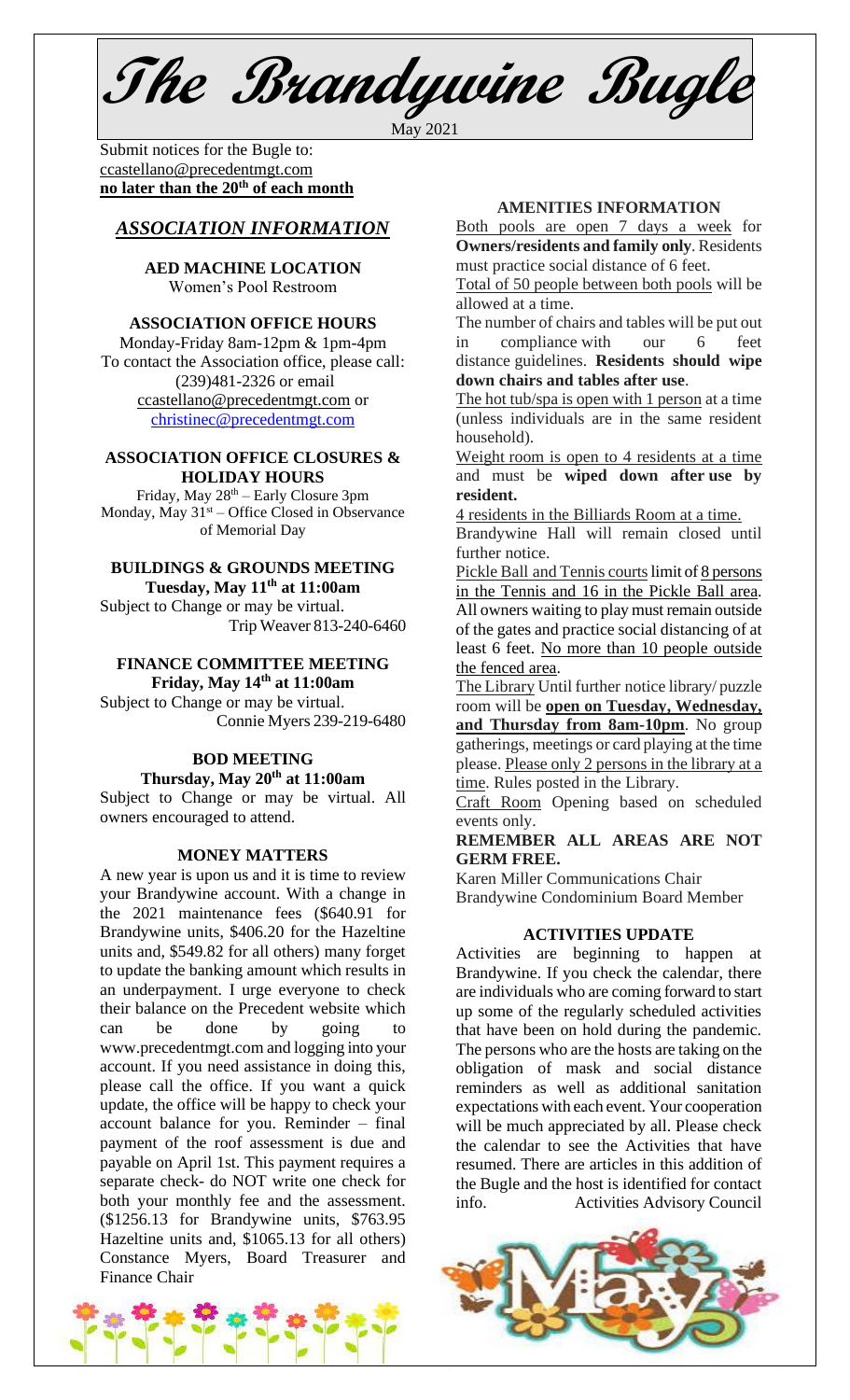# The Brandywine Bugle

May 2021

Submit notices for the Bugle to:
ccastellano@precedentmgt.com
**no later than the 20th of each month**

## *ASSOCIATION INFORMATION*

**AED MACHINE LOCATION**
Women's Pool Restroom

**ASSOCIATION OFFICE HOURS**
Monday-Friday 8am-12pm & 1pm-4pm
To contact the Association office, please call: (239)481-2326 or email ccastellano@precedentmgt.com or christinec@precedentmgt.com

**ASSOCIATION OFFICE CLOSURES & HOLIDAY HOURS**
Friday, May 28th – Early Closure 3pm
Monday, May 31st – Office Closed in Observance of Memorial Day

**BUILDINGS & GROUNDS MEETING**
**Tuesday, May 11th at 11:00am**
Subject to Change or may be virtual.
Trip Weaver 813-240-6460

**FINANCE COMMITTEE MEETING**
**Friday, May 14th at 11:00am**
Subject to Change or may be virtual.
Connie Myers 239-219-6480

**BOD MEETING**
**Thursday, May 20th at 11:00am**
Subject to Change or may be virtual. All owners encouraged to attend.

**MONEY MATTERS**

A new year is upon us and it is time to review your Brandywine account. With a change in the 2021 maintenance fees ($640.91 for Brandywine units, $406.20 for the Hazeltine units and, $549.82 for all others) many forget to update the banking amount which results in an underpayment. I urge everyone to check their balance on the Precedent website which can be done by going to www.precedentmgt.com and logging into your account. If you need assistance in doing this, please call the office. If you want a quick update, the office will be happy to check your account balance for you. Reminder – final payment of the roof assessment is due and payable on April 1st. This payment requires a separate check- do NOT write one check for both your monthly fee and the assessment. ($1256.13 for Brandywine units, $763.95 Hazeltine units and, $1065.13 for all others) Constance Myers, Board Treasurer and Finance Chair

**AMENITIES INFORMATION**

Both pools are open 7 days a week for **Owners/residents and family only**. Residents must practice social distance of 6 feet.

Total of 50 people between both pools will be allowed at a time.

The number of chairs and tables will be put out in compliance with our 6 feet distance guidelines. **Residents should wipe down chairs and tables after use**.

The hot tub/spa is open with 1 person at a time (unless individuals are in the same resident household).

Weight room is open to 4 residents at a time and must be **wiped down after use by resident.**

4 residents in the Billiards Room at a time.

Brandywine Hall will remain closed until further notice.

Pickle Ball and Tennis courts limit of 8 persons in the Tennis and 16 in the Pickle Ball area. All owners waiting to play must remain outside of the gates and practice social distancing of at least 6 feet. No more than 10 people outside the fenced area.

The Library Until further notice library/ puzzle room will be **open on Tuesday, Wednesday, and Thursday from 8am-10pm**. No group gatherings, meetings or card playing at the time please. Please only 2 persons in the library at a time. Rules posted in the Library.

Craft Room Opening based on scheduled events only.

**REMEMBER ALL AREAS ARE NOT GERM FREE.**

Karen Miller Communications Chair
Brandywine Condominium Board Member

**ACTIVITIES UPDATE**

Activities are beginning to happen at Brandywine. If you check the calendar, there are individuals who are coming forward to start up some of the regularly scheduled activities that have been on hold during the pandemic. The persons who are the hosts are taking on the obligation of mask and social distance reminders as well as additional sanitation expectations with each event. Your cooperation will be much appreciated by all. Please check the calendar to see the Activities that have resumed. There are articles in this addition of the Bugle and the host is identified for contact info. Activities Advisory Council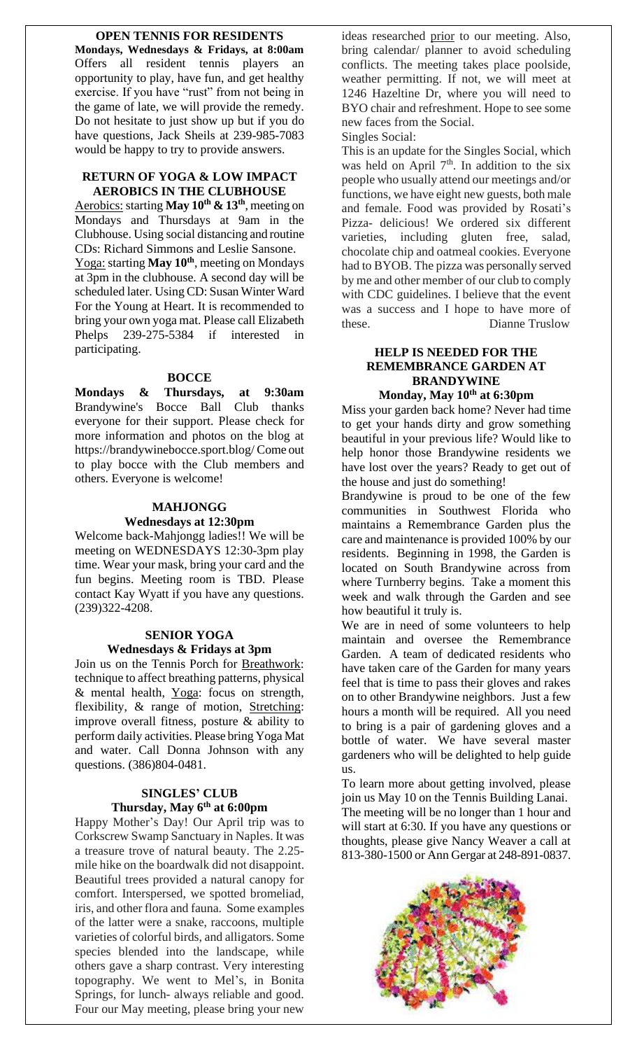## OPEN TENNIS FOR RESIDENTS

**Mondays, Wednesdays & Fridays, at 8:00am**

Offers all resident tennis players an opportunity to play, have fun, and get healthy exercise. If you have "rust" from not being in the game of late, we will provide the remedy. Do not hesitate to just show up but if you do have questions, Jack Sheils at 239-985-7083 would be happy to try to provide answers.

## RETURN OF YOGA & LOW IMPACT AEROBICS IN THE CLUBHOUSE

Aerobics: starting **May 10th & 13th**, meeting on Mondays and Thursdays at 9am in the Clubhouse. Using social distancing and routine CDs: Richard Simmons and Leslie Sansone.

Yoga: starting **May 10th**, meeting on Mondays at 3pm in the clubhouse. A second day will be scheduled later. Using CD: Susan Winter Ward For the Young at Heart. It is recommended to bring your own yoga mat. Please call Elizabeth Phelps 239-275-5384 if interested in participating.

## BOCCE

**Mondays & Thursdays, at 9:30am**

Brandywine's Bocce Ball Club thanks everyone for their support. Please check for more information and photos on the blog at https://brandywinebocce.sport.blog/ Come out to play bocce with the Club members and others. Everyone is welcome!

## MAHJONGG

**Wednesdays at 12:30pm**

Welcome back-Mahjongg ladies!! We will be meeting on WEDNESDAYS 12:30-3pm play time. Wear your mask, bring your card and the fun begins. Meeting room is TBD. Please contact Kay Wyatt if you have any questions. (239)322-4208.

## SENIOR YOGA

**Wednesdays & Fridays at 3pm**

Join us on the Tennis Porch for Breathwork: technique to affect breathing patterns, physical & mental health, Yoga: focus on strength, flexibility, & range of motion, Stretching: improve overall fitness, posture & ability to perform daily activities. Please bring Yoga Mat and water. Call Donna Johnson with any questions. (386)804-0481.

## SINGLES' CLUB

**Thursday, May 6th at 6:00pm**

Happy Mother's Day! Our April trip was to Corkscrew Swamp Sanctuary in Naples. It was a treasure trove of natural beauty. The 2.25-mile hike on the boardwalk did not disappoint. Beautiful trees provided a natural canopy for comfort. Interspersed, we spotted bromeliad, iris, and other flora and fauna. Some examples of the latter were a snake, raccoons, multiple varieties of colorful birds, and alligators. Some species blended into the landscape, while others gave a sharp contrast. Very interesting topography. We went to Mel's, in Bonita Springs, for lunch- always reliable and good. Four our May meeting, please bring your new ideas researched prior to our meeting. Also, bring calendar/ planner to avoid scheduling conflicts. The meeting takes place poolside, weather permitting. If not, we will meet at 1246 Hazeltine Dr, where you will need to BYO chair and refreshment. Hope to see some new faces from the Social.

Singles Social:

This is an update for the Singles Social, which was held on April 7th. In addition to the six people who usually attend our meetings and/or functions, we have eight new guests, both male and female. Food was provided by Rosati's Pizza- delicious! We ordered six different varieties, including gluten free, salad, chocolate chip and oatmeal cookies. Everyone had to BYOB. The pizza was personally served by me and other member of our club to comply with CDC guidelines. I believe that the event was a success and I hope to have more of these. Dianne Truslow

## HELP IS NEEDED FOR THE REMEMBRANCE GARDEN AT BRANDYWINE

**Monday, May 10th at 6:30pm**

Miss your garden back home? Never had time to get your hands dirty and grow something beautiful in your previous life? Would like to help honor those Brandywine residents we have lost over the years? Ready to get out of the house and just do something!

Brandywine is proud to be one of the few communities in Southwest Florida who maintains a Remembrance Garden plus the care and maintenance is provided 100% by our residents. Beginning in 1998, the Garden is located on South Brandywine across from where Turnberry begins. Take a moment this week and walk through the Garden and see how beautiful it truly is.

We are in need of some volunteers to help maintain and oversee the Remembrance Garden. A team of dedicated residents who have taken care of the Garden for many years feel that is time to pass their gloves and rakes on to other Brandywine neighbors. Just a few hours a month will be required. All you need to bring is a pair of gardening gloves and a bottle of water. We have several master gardeners who will be delighted to help guide us.

To learn more about getting involved, please join us May 10 on the Tennis Building Lanai. The meeting will be no longer than 1 hour and will start at 6:30. If you have any questions or thoughts, please give Nancy Weaver a call at 813-380-1500 or Ann Gergar at 248-891-0837.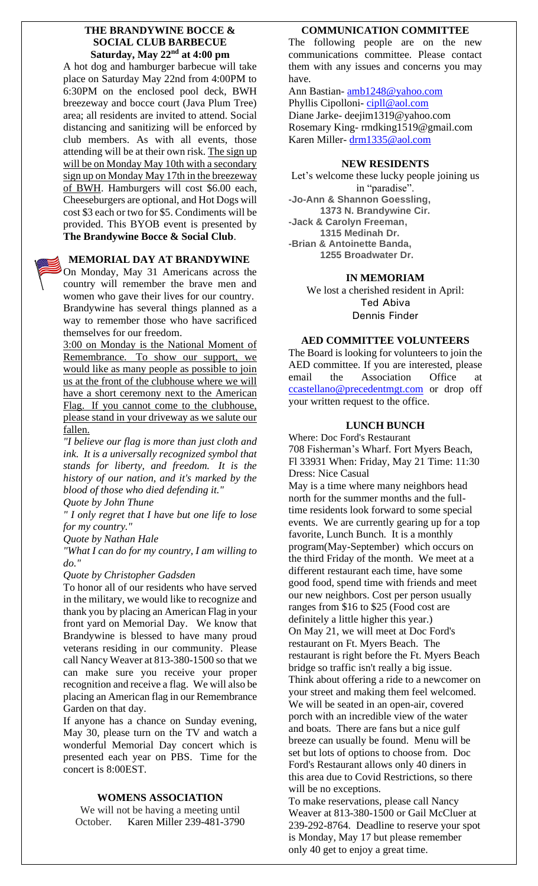## THE BRANDYWINE BOCCE & SOCIAL CLUB BARBECUE

**Saturday, May 22nd at 4:00 pm**

A hot dog and hamburger barbecue will take place on Saturday May 22nd from 4:00PM to 6:30PM on the enclosed pool deck, BWH breezeway and bocce court (Java Plum Tree) area; all residents are invited to attend. Social distancing and sanitizing will be enforced by club members. As with all events, those attending will be at their own risk. The sign up will be on Monday May 10th with a secondary sign up on Monday May 17th in the breezeway of BWH. Hamburgers will cost $6.00 each, Cheeseburgers are optional, and Hot Dogs will cost $3 each or two for $5. Condiments will be provided. This BYOB event is presented by **The Brandywine Bocce & Social Club**.

## MEMORIAL DAY AT BRANDYWINE

On Monday, May 31 Americans across the country will remember the brave men and women who gave their lives for our country. Brandywine has several things planned as a way to remember those who have sacrificed themselves for our freedom.

3:00 on Monday is the National Moment of Remembrance. To show our support, we would like as many people as possible to join us at the front of the clubhouse where we will have a short ceremony next to the American Flag. If you cannot come to the clubhouse, please stand in your driveway as we salute our fallen.

*"I believe our flag is more than just cloth and ink. It is a universally recognized symbol that stands for liberty, and freedom. It is the history of our nation, and it's marked by the blood of those who died defending it."*

*Quote by John Thune*

*" I only regret that I have but one life to lose for my country."*

*Quote by Nathan Hale*

*"What I can do for my country, I am willing to do."*

*Quote by Christopher Gadsden*

To honor all of our residents who have served in the military, we would like to recognize and thank you by placing an American Flag in your front yard on Memorial Day. We know that Brandywine is blessed to have many proud veterans residing in our community. Please call Nancy Weaver at 813-380-1500 so that we can make sure you receive your proper recognition and receive a flag. We will also be placing an American flag in our Remembrance Garden on that day.

If anyone has a chance on Sunday evening, May 30, please turn on the TV and watch a wonderful Memorial Day concert which is presented each year on PBS. Time for the concert is 8:00EST.

## WOMENS ASSOCIATION

We will not be having a meeting until October. Karen Miller 239-481-3790

## COMMUNICATION COMMITTEE

The following people are on the new communications committee. Please contact them with any issues and concerns you may have.

Ann Bastian- amb1248@yahoo.com
Phyllis Cipolloni- cipll@aol.com
Diane Jarke- deejim1319@yahoo.com
Rosemary King- rmdking1519@gmail.com
Karen Miller- drm1335@aol.com

## NEW RESIDENTS

Let's welcome these lucky people joining us in "paradise".

- **Jo-Ann & Shannon Goessling, 1373 N. Brandywine Cir.**
- **Jack & Carolyn Freeman, 1315 Medinah Dr.**
- **Brian & Antoinette Banda, 1255 Broadwater Dr.**

## IN MEMORIAM

We lost a cherished resident in April:

Ted Abiva
Dennis Finder

## AED COMMITTEE VOLUNTEERS

The Board is looking for volunteers to join the AED committee. If you are interested, please email the Association Office at ccastellano@precedentmgt.com or drop off your written request to the office.

## LUNCH BUNCH

Where: Doc Ford's Restaurant
708 Fisherman's Wharf. Fort Myers Beach, Fl 33931 When: Friday, May 21 Time: 11:30 Dress: Nice Casual

May is a time where many neighbors head north for the summer months and the full-time residents look forward to some special events. We are currently gearing up for a top favorite, Lunch Bunch. It is a monthly program(May-September) which occurs on the third Friday of the month. We meet at a different restaurant each time, have some good food, spend time with friends and meet our new neighbors. Cost per person usually ranges from $16 to $25 (Food cost are definitely a little higher this year.)

On May 21, we will meet at Doc Ford's restaurant on Ft. Myers Beach. The restaurant is right before the Ft. Myers Beach bridge so traffic isn't really a big issue. Think about offering a ride to a newcomer on your street and making them feel welcomed. We will be seated in an open-air, covered porch with an incredible view of the water and boats. There are fans but a nice gulf breeze can usually be found. Menu will be set but lots of options to choose from. Doc Ford's Restaurant allows only 40 diners in this area due to Covid Restrictions, so there will be no exceptions.

To make reservations, please call Nancy Weaver at 813-380-1500 or Gail McCluer at 239-292-8764. Deadline to reserve your spot is Monday, May 17 but please remember only 40 get to enjoy a great time.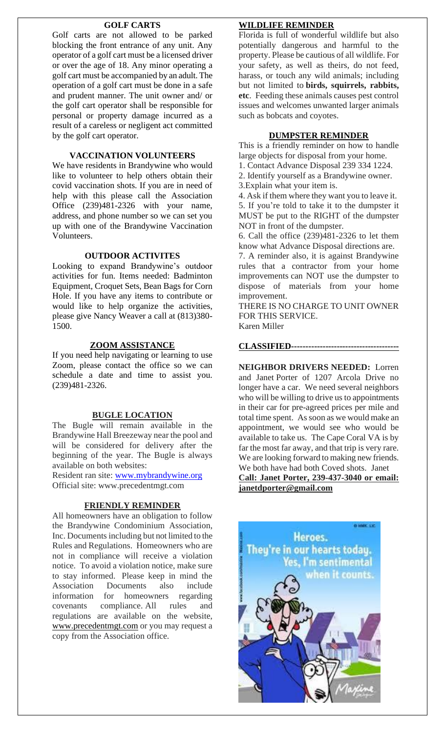## GOLF CARTS

Golf carts are not allowed to be parked blocking the front entrance of any unit. Any operator of a golf cart must be a licensed driver or over the age of 18. Any minor operating a golf cart must be accompanied by an adult. The operation of a golf cart must be done in a safe and prudent manner. The unit owner and/ or the golf cart operator shall be responsible for personal or property damage incurred as a result of a careless or negligent act committed by the golf cart operator.

## VACCINATION VOLUNTEERS

We have residents in Brandywine who would like to volunteer to help others obtain their covid vaccination shots. If you are in need of help with this please call the Association Office (239)481-2326 with your name, address, and phone number so we can set you up with one of the Brandywine Vaccination Volunteers.

## OUTDOOR ACTIVITES

Looking to expand Brandywine's outdoor activities for fun. Items needed: Badminton Equipment, Croquet Sets, Bean Bags for Corn Hole. If you have any items to contribute or would like to help organize the activities, please give Nancy Weaver a call at (813)380-1500.

## ZOOM ASSISTANCE

If you need help navigating or learning to use Zoom, please contact the office so we can schedule a date and time to assist you. (239)481-2326.

## BUGLE LOCATION

The Bugle will remain available in the Brandywine Hall Breezeway near the pool and will be considered for delivery after the beginning of the year. The Bugle is always available on both websites:

Resident ran site: www.mybrandywine.org
Official site: www.precedentmgt.com

## FRIENDLY REMINDER

All homeowners have an obligation to follow the Brandywine Condominium Association, Inc. Documents including but not limited to the Rules and Regulations. Homeowners who are not in compliance will receive a violation notice. To avoid a violation notice, make sure to stay informed. Please keep in mind the Association Documents also include information for homeowners regarding covenants compliance. All rules and regulations are available on the website, www.precedentmgt.com or you may request a copy from the Association office.

## WILDLIFE REMINDER

Florida is full of wonderful wildlife but also potentially dangerous and harmful to the property. Please be cautious of all wildlife. For your safety, as well as theirs, do not feed, harass, or touch any wild animals; including but not limited to **birds, squirrels, rabbits, etc**. Feeding these animals causes pest control issues and welcomes unwanted larger animals such as bobcats and coyotes.

## DUMPSTER REMINDER

This is a friendly reminder on how to handle large objects for disposal from your home.

1. Contact Advance Disposal 239 334 1224.
2. Identify yourself as a Brandywine owner.
3. Explain what your item is.
4. Ask if them where they want you to leave it.
5. If you're told to take it to the dumpster it MUST be put to the RIGHT of the dumpster NOT in front of the dumpster.
6. Call the office (239)481-2326 to let them know what Advance Disposal directions are.
7. A reminder also, it is against Brandywine rules that a contractor from your home improvements can NOT use the dumpster to dispose of materials from your home improvement.

THERE IS NO CHARGE TO UNIT OWNER FOR THIS SERVICE.

Karen Miller

## CLASSIFIED--------------------------------------

**NEIGHBOR DRIVERS NEEDED:** Lorren and Janet Porter of 1207 Arcola Drive no longer have a car. We need several neighbors who will be willing to drive us to appointments in their car for pre-agreed prices per mile and total time spent. As soon as we would make an appointment, we would see who would be available to take us. The Cape Coral VA is by far the most far away, and that trip is very rare. We are looking forward to making new friends. We both have had both Coved shots. Janet

**Call: Janet Porter, 239-437-3040 or email: janetdporter@gmail.com**

Heroes.
They're in our hearts today.
Yes, I'm sentimental when it counts.